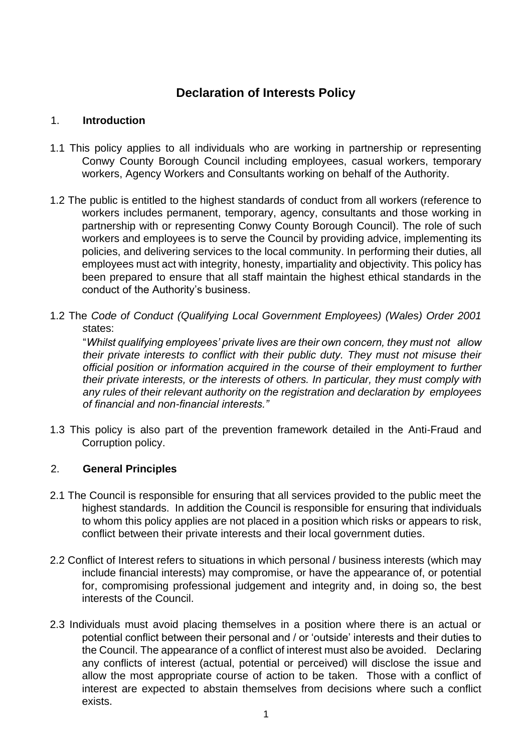# Declaration of Interests Policy

## 1. Introduction

1.1 This policy applies to all individuals who are working in partnership or representing Conwy County Borough Council including employees, casual workers, temporary workers, Agency Workers and Consultants working on behalf of the Authority.

1.2 The public is entitled to the highest standards of conduct from all workers (reference to workers includes permanent, temporary, agency, consultants and those working in partnership with or representing Conwy County Borough Council). The role of such workers and employees is to serve the Council by providing advice, implementing its policies, and delivering services to the local community. In performing their duties, all employees must act with integrity, honesty, impartiality and objectivity. This policy has been prepared to ensure that all staff maintain the highest ethical standards in the conduct of the Authority's business.

1.2 The *Code of Conduct (Qualifying Local Government Employees) (Wales) Order 2001* states:

"*Whilst qualifying employees' private lives are their own concern, they must not allow their private interests to conflict with their public duty. They must not misuse their official position or information acquired in the course of their employment to further their private interests, or the interests of others. In particular, they must comply with any rules of their relevant authority on the registration and declaration by employees of financial and non-financial interests."*

1.3 This policy is also part of the prevention framework detailed in the Anti-Fraud and Corruption policy.

## 2. General Principles

2.1 The Council is responsible for ensuring that all services provided to the public meet the highest standards. In addition the Council is responsible for ensuring that individuals to whom this policy applies are not placed in a position which risks or appears to risk, conflict between their private interests and their local government duties.

2.2 Conflict of Interest refers to situations in which personal / business interests (which may include financial interests) may compromise, or have the appearance of, or potential for, compromising professional judgement and integrity and, in doing so, the best interests of the Council.

2.3 Individuals must avoid placing themselves in a position where there is an actual or potential conflict between their personal and / or 'outside' interests and their duties to the Council. The appearance of a conflict of interest must also be avoided. Declaring any conflicts of interest (actual, potential or perceived) will disclose the issue and allow the most appropriate course of action to be taken. Those with a conflict of interest are expected to abstain themselves from decisions where such a conflict exists.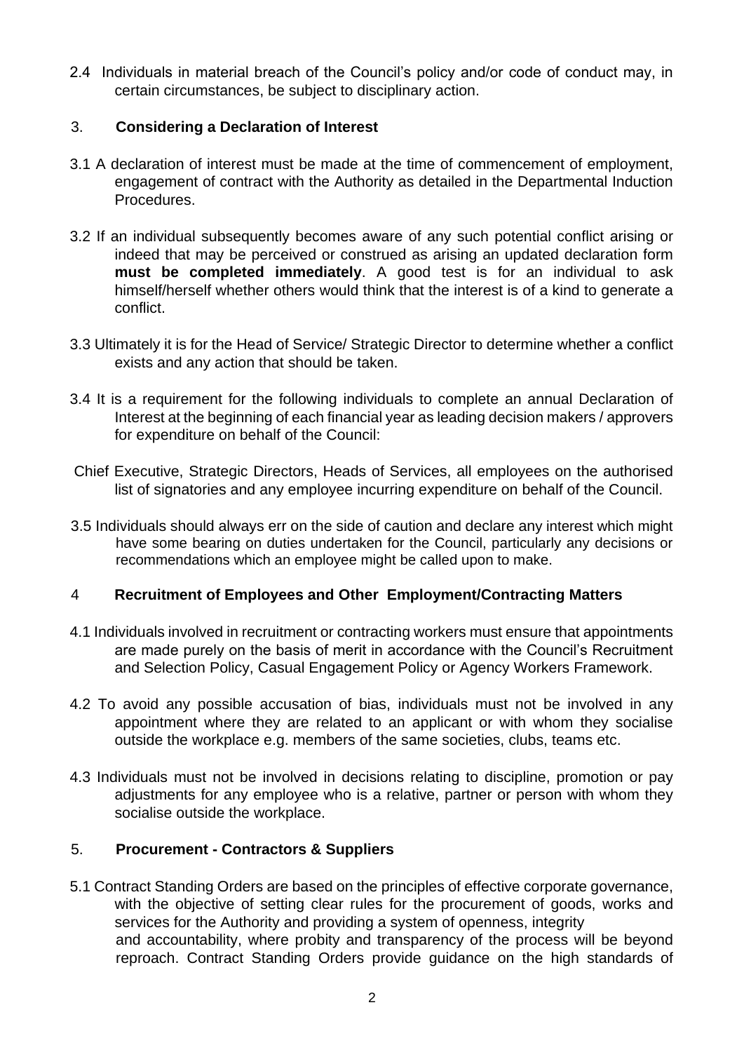2.4 Individuals in material breach of the Council's policy and/or code of conduct may, in certain circumstances, be subject to disciplinary action.

## 3. Considering a Declaration of Interest

3.1 A declaration of interest must be made at the time of commencement of employment, engagement of contract with the Authority as detailed in the Departmental Induction Procedures.

3.2 If an individual subsequently becomes aware of any such potential conflict arising or indeed that may be perceived or construed as arising an updated declaration form **must be completed immediately**. A good test is for an individual to ask himself/herself whether others would think that the interest is of a kind to generate a conflict.

3.3 Ultimately it is for the Head of Service/ Strategic Director to determine whether a conflict exists and any action that should be taken.

3.4 It is a requirement for the following individuals to complete an annual Declaration of Interest at the beginning of each financial year as leading decision makers / approvers for expenditure on behalf of the Council:

Chief Executive, Strategic Directors, Heads of Services, all employees on the authorised list of signatories and any employee incurring expenditure on behalf of the Council.

3.5 Individuals should always err on the side of caution and declare any interest which might have some bearing on duties undertaken for the Council, particularly any decisions or recommendations which an employee might be called upon to make.

## 4 Recruitment of Employees and Other Employment/Contracting Matters

4.1 Individuals involved in recruitment or contracting workers must ensure that appointments are made purely on the basis of merit in accordance with the Council's Recruitment and Selection Policy, Casual Engagement Policy or Agency Workers Framework.

4.2 To avoid any possible accusation of bias, individuals must not be involved in any appointment where they are related to an applicant or with whom they socialise outside the workplace e.g. members of the same societies, clubs, teams etc.

4.3 Individuals must not be involved in decisions relating to discipline, promotion or pay adjustments for any employee who is a relative, partner or person with whom they socialise outside the workplace.

## 5. Procurement - Contractors & Suppliers

5.1 Contract Standing Orders are based on the principles of effective corporate governance, with the objective of setting clear rules for the procurement of goods, works and services for the Authority and providing a system of openness, integrity and accountability, where probity and transparency of the process will be beyond reproach. Contract Standing Orders provide guidance on the high standards of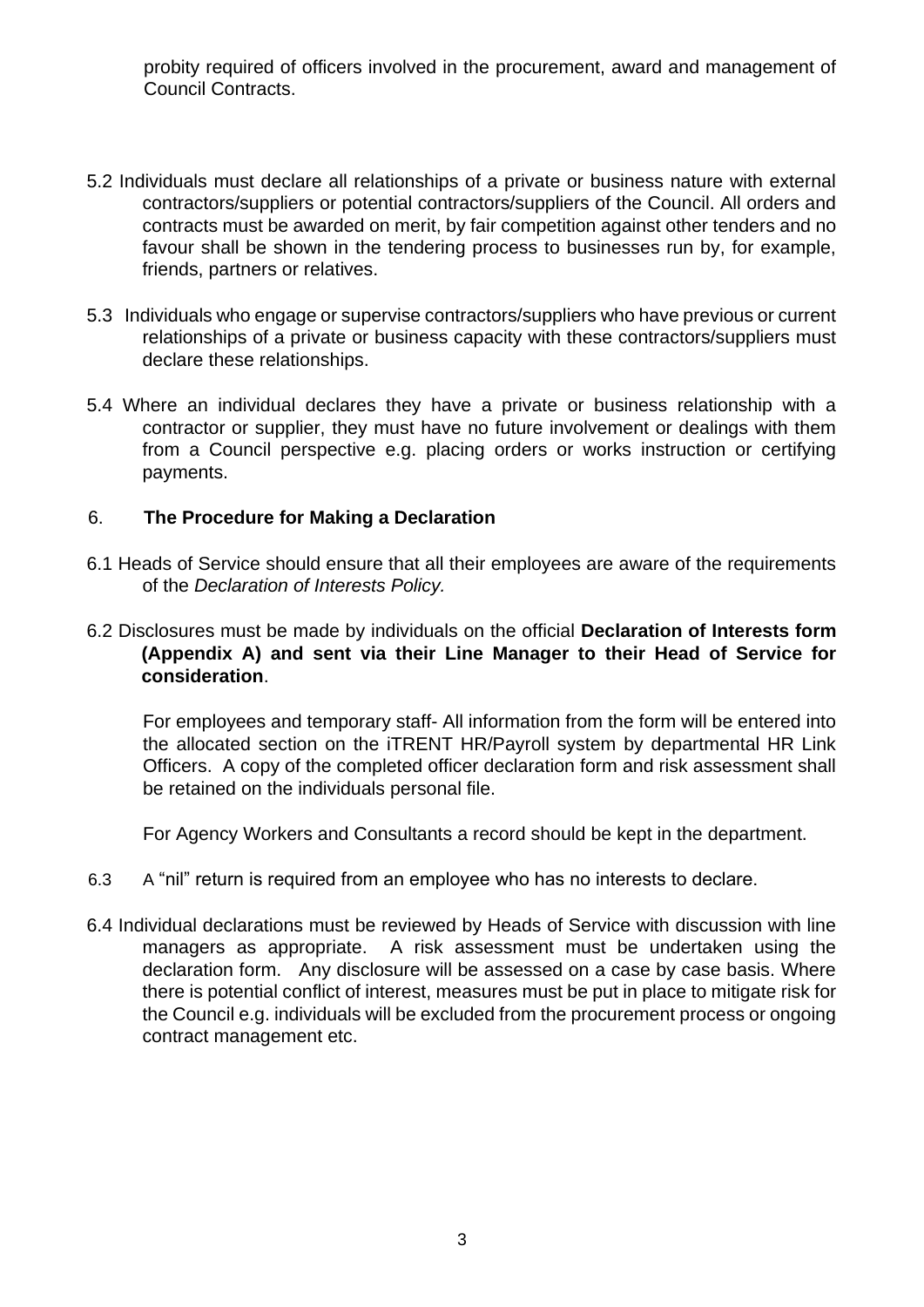probity required of officers involved in the procurement, award and management of Council Contracts.

5.2 Individuals must declare all relationships of a private or business nature with external contractors/suppliers or potential contractors/suppliers of the Council. All orders and contracts must be awarded on merit, by fair competition against other tenders and no favour shall be shown in the tendering process to businesses run by, for example, friends, partners or relatives.

5.3 Individuals who engage or supervise contractors/suppliers who have previous or current relationships of a private or business capacity with these contractors/suppliers must declare these relationships.

5.4 Where an individual declares they have a private or business relationship with a contractor or supplier, they must have no future involvement or dealings with them from a Council perspective e.g. placing orders or works instruction or certifying payments.

## 6. The Procedure for Making a Declaration

6.1 Heads of Service should ensure that all their employees are aware of the requirements of the *Declaration of Interests Policy.*

6.2 Disclosures must be made by individuals on the official **Declaration of Interests form (Appendix A) and sent via their Line Manager to their Head of Service for consideration**.

For employees and temporary staff- All information from the form will be entered into the allocated section on the iTRENT HR/Payroll system by departmental HR Link Officers. A copy of the completed officer declaration form and risk assessment shall be retained on the individuals personal file.

For Agency Workers and Consultants a record should be kept in the department.

6.3 A “nil” return is required from an employee who has no interests to declare.

6.4 Individual declarations must be reviewed by Heads of Service with discussion with line managers as appropriate. A risk assessment must be undertaken using the declaration form. Any disclosure will be assessed on a case by case basis. Where there is potential conflict of interest, measures must be put in place to mitigate risk for the Council e.g. individuals will be excluded from the procurement process or ongoing contract management etc.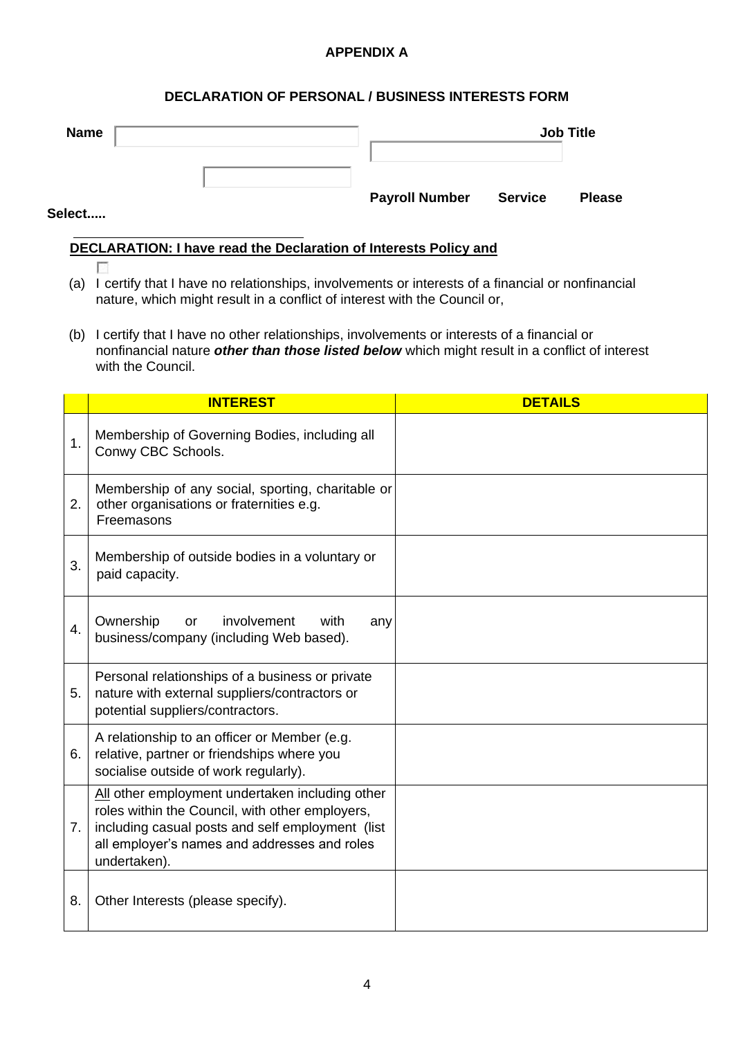**APPENDIX A**

**DECLARATION OF PERSONAL / BUSINESS INTERESTS FORM**

**Name** 

**Job Title**

**Payroll Number** **Service** **Please Select.....**

**DECLARATION: I have read the Declaration of Interests Policy and**

(a) I certify that I have no relationships, involvements or interests of a financial or nonfinancial nature, which might result in a conflict of interest with the Council or,

(b) I certify that I have no other relationships, involvements or interests of a financial or nonfinancial nature ***other than those listed below*** which might result in a conflict of interest with the Council.

| | INTEREST | DETAILS |
|---|---|---|
| 1. | Membership of Governing Bodies, including all Conwy CBC Schools. | |
| 2. | Membership of any social, sporting, charitable or other organisations or fraternities e.g. Freemasons | |
| 3. | Membership of outside bodies in a voluntary or paid capacity. | |
| 4. | Ownership or involvement with any business/company (including Web based). | |
| 5. | Personal relationships of a business or private nature with external suppliers/contractors or potential suppliers/contractors. | |
| 6. | A relationship to an officer or Member (e.g. relative, partner or friendships where you socialise outside of work regularly). | |
| 7. | All other employment undertaken including other roles within the Council, with other employers, including casual posts and self employment (list all employer's names and addresses and roles undertaken). | |
| 8. | Other Interests (please specify). | |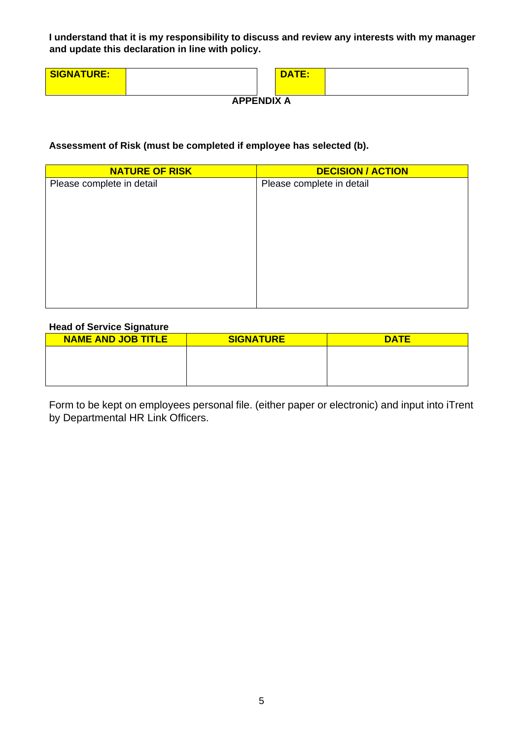**I understand that it is my responsibility to discuss and review any interests with my manager and update this declaration in line with policy.**

| | | | |
|---|---|---|---|
| **SIGNATURE:** | | **DATE:** | |

**APPENDIX A**

**Assessment of Risk (must be completed if employee has selected (b).**

| NATURE OF RISK | DECISION / ACTION |
|---|---|
| Please complete in detail | Please complete in detail |

**Head of Service Signature**

| NAME AND JOB TITLE | SIGNATURE | DATE |
|---|---|---|
| | | |

Form to be kept on employees personal file. (either paper or electronic) and input into iTrent by Departmental HR Link Officers.